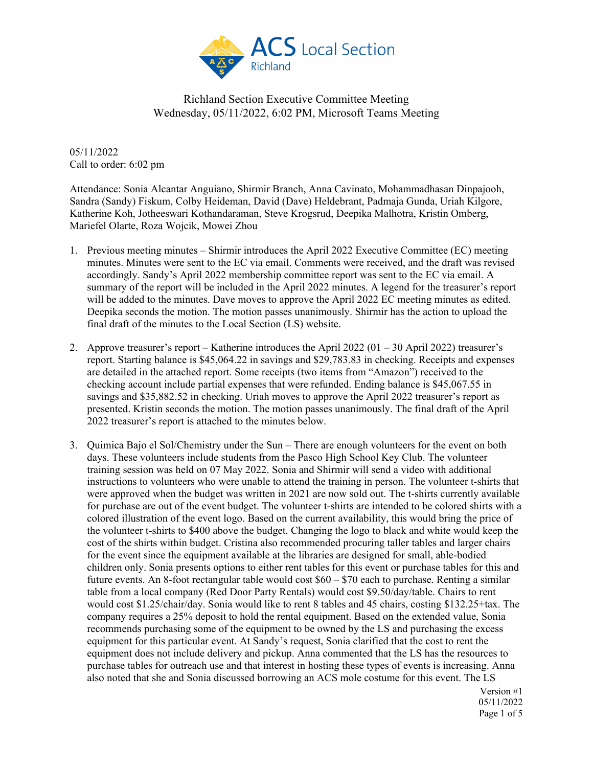Richland Section Executive Committee Meeting
Wednesday, 05/11/2022, 6:02 PM, Microsoft Teams Meeting

05/11/2022
Call to order: 6:02 pm

Attendance: Sonia Alcantar Anguiano, Shirmir Branch, Anna Cavinato, Mohammadhasan Dinpajooh, Sandra (Sandy) Fiskum, Colby Heideman, David (Dave) Heldebrant, Padmaja Gunda, Uriah Kilgore, Katherine Koh, Jotheeswari Kothandaraman, Steve Krogsrud, Deepika Malhotra, Kristin Omberg, Mariefel Olarte, Roza Wojcik, Mowei Zhou

1. Previous meeting minutes – Shirmir introduces the April 2022 Executive Committee (EC) meeting minutes. Minutes were sent to the EC via email. Comments were received, and the draft was revised accordingly. Sandy's April 2022 membership committee report was sent to the EC via email. A summary of the report will be included in the April 2022 minutes. A legend for the treasurer's report will be added to the minutes. Dave moves to approve the April 2022 EC meeting minutes as edited. Deepika seconds the motion. The motion passes unanimously. Shirmir has the action to upload the final draft of the minutes to the Local Section (LS) website.

2. Approve treasurer's report – Katherine introduces the April 2022 (01 – 30 April 2022) treasurer's report. Starting balance is $45,064.22 in savings and $29,783.83 in checking. Receipts and expenses are detailed in the attached report. Some receipts (two items from "Amazon") received to the checking account include partial expenses that were refunded. Ending balance is $45,067.55 in savings and $35,882.52 in checking. Uriah moves to approve the April 2022 treasurer's report as presented. Kristin seconds the motion. The motion passes unanimously. The final draft of the April 2022 treasurer's report is attached to the minutes below.

3. Quimica Bajo el Sol/Chemistry under the Sun – There are enough volunteers for the event on both days. These volunteers include students from the Pasco High School Key Club. The volunteer training session was held on 07 May 2022. Sonia and Shirmir will send a video with additional instructions to volunteers who were unable to attend the training in person. The volunteer t-shirts that were approved when the budget was written in 2021 are now sold out. The t-shirts currently available for purchase are out of the event budget. The volunteer t-shirts are intended to be colored shirts with a colored illustration of the event logo. Based on the current availability, this would bring the price of the volunteer t-shirts to $400 above the budget. Changing the logo to black and white would keep the cost of the shirts within budget. Cristina also recommended procuring taller tables and larger chairs for the event since the equipment available at the libraries are designed for small, able-bodied children only. Sonia presents options to either rent tables for this event or purchase tables for this and future events. An 8-foot rectangular table would cost $60 – $70 each to purchase. Renting a similar table from a local company (Red Door Party Rentals) would cost $9.50/day/table. Chairs to rent would cost $1.25/chair/day. Sonia would like to rent 8 tables and 45 chairs, costing $132.25+tax. The company requires a 25% deposit to hold the rental equipment. Based on the extended value, Sonia recommends purchasing some of the equipment to be owned by the LS and purchasing the excess equipment for this particular event. At Sandy's request, Sonia clarified that the cost to rent the equipment does not include delivery and pickup. Anna commented that the LS has the resources to purchase tables for outreach use and that interest in hosting these types of events is increasing. Anna also noted that she and Sonia discussed borrowing an ACS mole costume for this event. The LS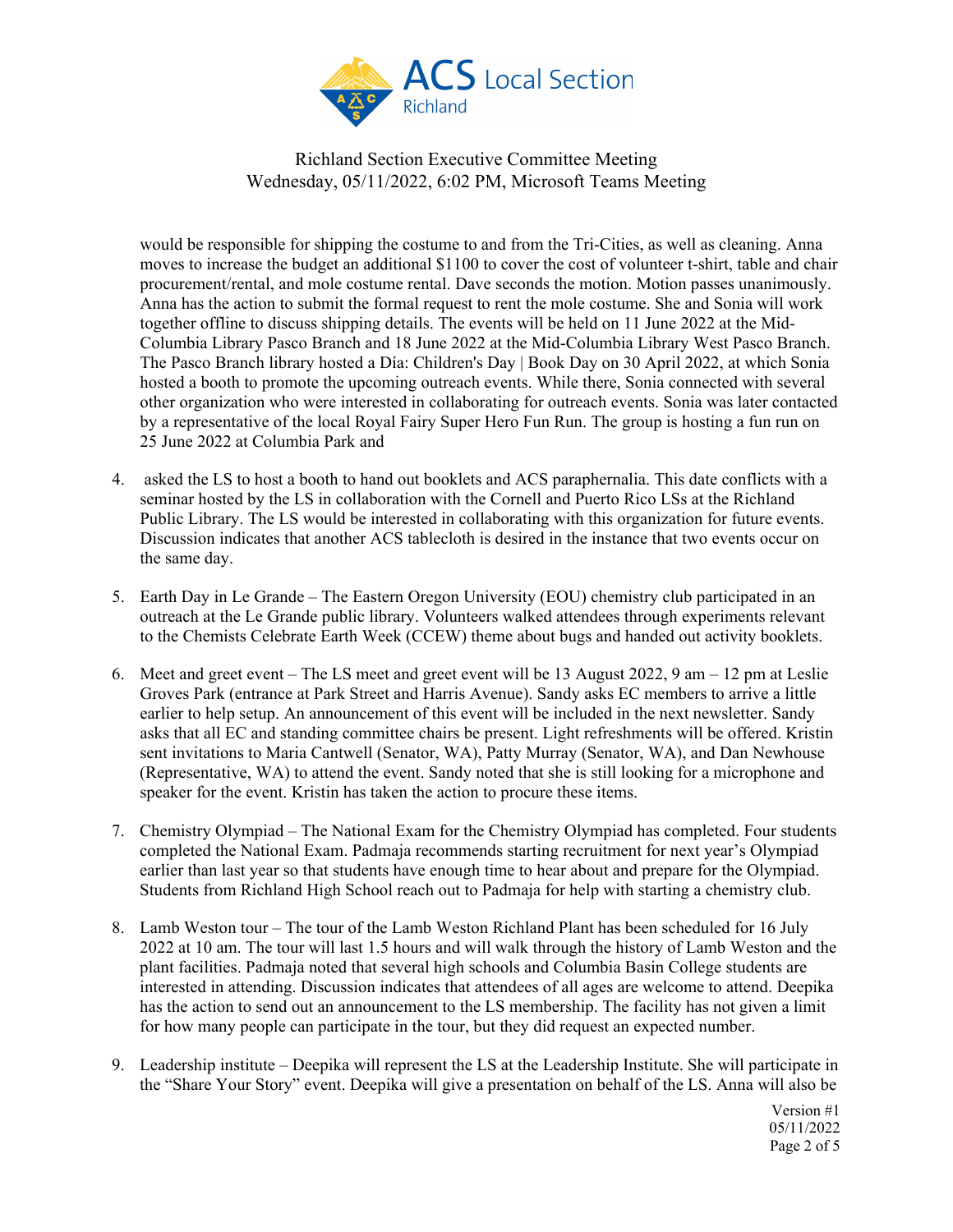would be responsible for shipping the costume to and from the Tri-Cities, as well as cleaning. Anna moves to increase the budget an additional $1100 to cover the cost of volunteer t-shirt, table and chair procurement/rental, and mole costume rental. Dave seconds the motion. Motion passes unanimously. Anna has the action to submit the formal request to rent the mole costume. She and Sonia will work together offline to discuss shipping details. The events will be held on 11 June 2022 at the Mid-Columbia Library Pasco Branch and 18 June 2022 at the Mid-Columbia Library West Pasco Branch. The Pasco Branch library hosted a Día: Children's Day | Book Day on 30 April 2022, at which Sonia hosted a booth to promote the upcoming outreach events. While there, Sonia connected with several other organization who were interested in collaborating for outreach events. Sonia was later contacted by a representative of the local Royal Fairy Super Hero Fun Run. The group is hosting a fun run on 25 June 2022 at Columbia Park and

4. asked the LS to host a booth to hand out booklets and ACS paraphernalia. This date conflicts with a seminar hosted by the LS in collaboration with the Cornell and Puerto Rico LSs at the Richland Public Library. The LS would be interested in collaborating with this organization for future events. Discussion indicates that another ACS tablecloth is desired in the instance that two events occur on the same day.

5. Earth Day in Le Grande – The Eastern Oregon University (EOU) chemistry club participated in an outreach at the Le Grande public library. Volunteers walked attendees through experiments relevant to the Chemists Celebrate Earth Week (CCEW) theme about bugs and handed out activity booklets.

6. Meet and greet event – The LS meet and greet event will be 13 August 2022, 9 am – 12 pm at Leslie Groves Park (entrance at Park Street and Harris Avenue). Sandy asks EC members to arrive a little earlier to help setup. An announcement of this event will be included in the next newsletter. Sandy asks that all EC and standing committee chairs be present. Light refreshments will be offered. Kristin sent invitations to Maria Cantwell (Senator, WA), Patty Murray (Senator, WA), and Dan Newhouse (Representative, WA) to attend the event. Sandy noted that she is still looking for a microphone and speaker for the event. Kristin has taken the action to procure these items.

7. Chemistry Olympiad – The National Exam for the Chemistry Olympiad has completed. Four students completed the National Exam. Padmaja recommends starting recruitment for next year's Olympiad earlier than last year so that students have enough time to hear about and prepare for the Olympiad. Students from Richland High School reach out to Padmaja for help with starting a chemistry club.

8. Lamb Weston tour – The tour of the Lamb Weston Richland Plant has been scheduled for 16 July 2022 at 10 am. The tour will last 1.5 hours and will walk through the history of Lamb Weston and the plant facilities. Padmaja noted that several high schools and Columbia Basin College students are interested in attending. Discussion indicates that attendees of all ages are welcome to attend. Deepika has the action to send out an announcement to the LS membership. The facility has not given a limit for how many people can participate in the tour, but they did request an expected number.

9. Leadership institute – Deepika will represent the LS at the Leadership Institute. She will participate in the "Share Your Story" event. Deepika will give a presentation on behalf of the LS. Anna will also be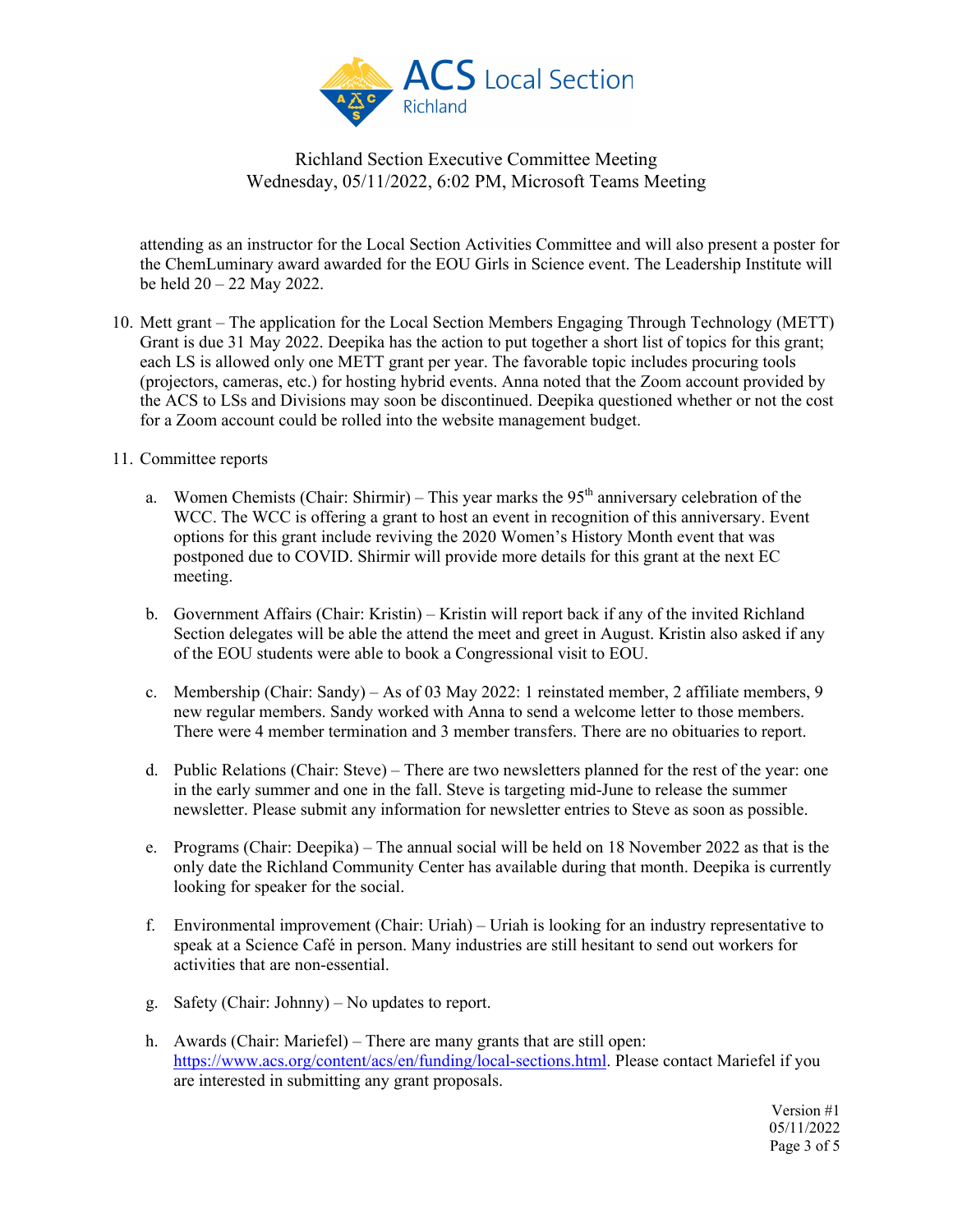attending as an instructor for the Local Section Activities Committee and will also present a poster for the ChemLuminary award awarded for the EOU Girls in Science event. The Leadership Institute will be held 20 – 22 May 2022.

10. Mett grant – The application for the Local Section Members Engaging Through Technology (METT) Grant is due 31 May 2022. Deepika has the action to put together a short list of topics for this grant; each LS is allowed only one METT grant per year. The favorable topic includes procuring tools (projectors, cameras, etc.) for hosting hybrid events. Anna noted that the Zoom account provided by the ACS to LSs and Divisions may soon be discontinued. Deepika questioned whether or not the cost for a Zoom account could be rolled into the website management budget.

11. Committee reports

    a. Women Chemists (Chair: Shirmir) – This year marks the 95th anniversary celebration of the WCC. The WCC is offering a grant to host an event in recognition of this anniversary. Event options for this grant include reviving the 2020 Women's History Month event that was postponed due to COVID. Shirmir will provide more details for this grant at the next EC meeting.

    b. Government Affairs (Chair: Kristin) – Kristin will report back if any of the invited Richland Section delegates will be able the attend the meet and greet in August. Kristin also asked if any of the EOU students were able to book a Congressional visit to EOU.

    c. Membership (Chair: Sandy) – As of 03 May 2022: 1 reinstated member, 2 affiliate members, 9 new regular members. Sandy worked with Anna to send a welcome letter to those members. There were 4 member termination and 3 member transfers. There are no obituaries to report.

    d. Public Relations (Chair: Steve) – There are two newsletters planned for the rest of the year: one in the early summer and one in the fall. Steve is targeting mid-June to release the summer newsletter. Please submit any information for newsletter entries to Steve as soon as possible.

    e. Programs (Chair: Deepika) – The annual social will be held on 18 November 2022 as that is the only date the Richland Community Center has available during that month. Deepika is currently looking for speaker for the social.

    f. Environmental improvement (Chair: Uriah) – Uriah is looking for an industry representative to speak at a Science Café in person. Many industries are still hesitant to send out workers for activities that are non-essential.

    g. Safety (Chair: Johnny) – No updates to report.

    h. Awards (Chair: Mariefel) – There are many grants that are still open: https://www.acs.org/content/acs/en/funding/local-sections.html. Please contact Mariefel if you are interested in submitting any grant proposals.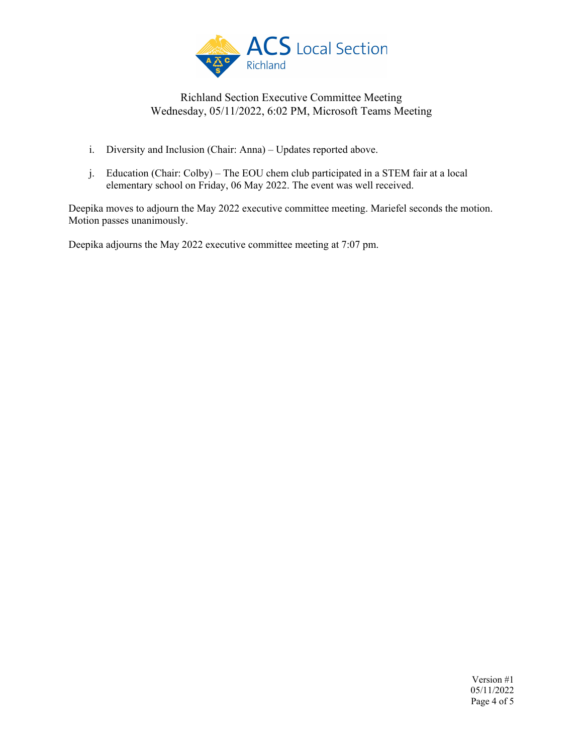Richland Section Executive Committee Meeting
Wednesday, 05/11/2022, 6:02 PM, Microsoft Teams Meeting

i. Diversity and Inclusion (Chair: Anna) – Updates reported above.

j. Education (Chair: Colby) – The EOU chem club participated in a STEM fair at a local elementary school on Friday, 06 May 2022. The event was well received.

Deepika moves to adjourn the May 2022 executive committee meeting. Mariefel seconds the motion. Motion passes unanimously.

Deepika adjourns the May 2022 executive committee meeting at 7:07 pm.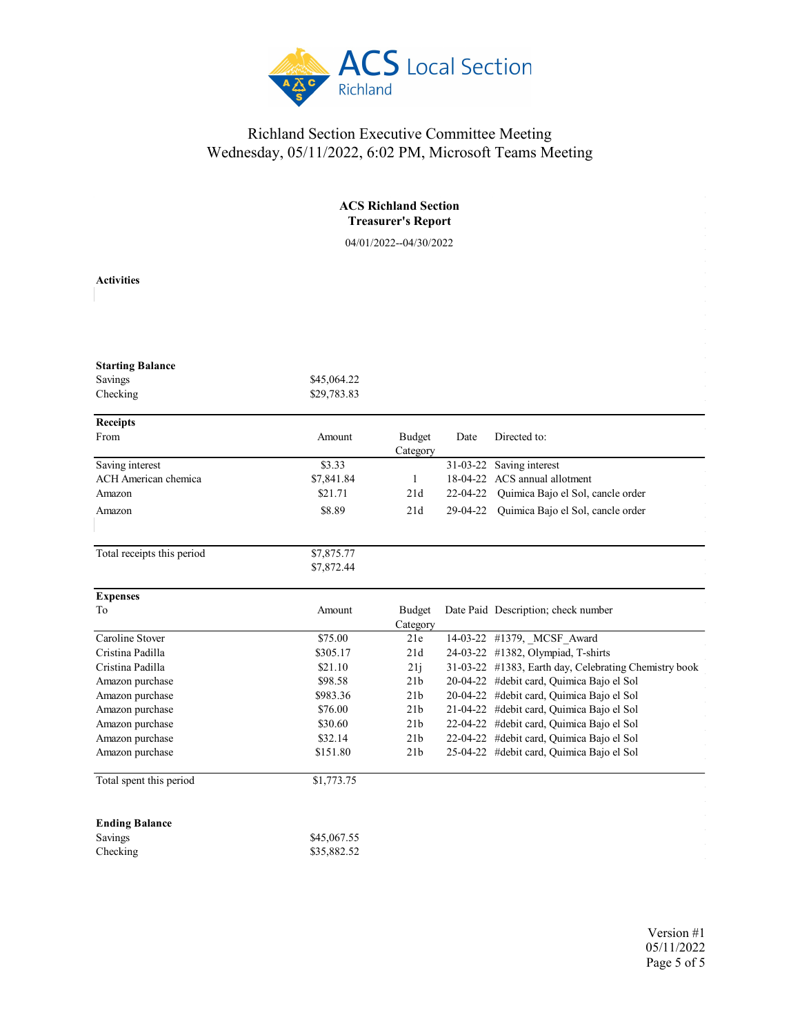ACS Local Section Richland

Richland Section Executive Committee Meeting
Wednesday, 05/11/2022, 6:02 PM, Microsoft Teams Meeting

**ACS Richland Section**
**Treasurer's Report**

04/01/2022--04/30/2022

**Activities**

**Starting Balance**

| | |
|---|---|
| Savings | $45,064.22 |
| Checking | $29,783.83 |

**Receipts**

| From | Amount | Budget Category | Date | Directed to: |
|---|---|---|---|---|
| Saving interest | $3.33 | | 31-03-22 | Saving interest |
| ACH American chemica | $7,841.84 | 1 | 18-04-22 | ACS annual allotment |
| Amazon | $21.71 | 21d | 22-04-22 | Quimica Bajo el Sol, cancle order |
| Amazon | $8.89 | 21d | 29-04-22 | Quimica Bajo el Sol, cancle order |
| | | | | |
| Total receipts this period | $7,875.77 | | | |
| | $7,872.44 | | | |

**Expenses**

| To | Amount | Budget Category | Date Paid | Description; check number |
|---|---|---|---|---|
| Caroline Stover | $75.00 | 21e | 14-03-22 | #1379, _MCSF_Award |
| Cristina Padilla | $305.17 | 21d | 24-03-22 | #1382, Olympiad, T-shirts |
| Cristina Padilla | $21.10 | 21j | 31-03-22 | #1383, Earth day, Celebrating Chemistry book |
| Amazon purchase | $98.58 | 21b | 20-04-22 | #debit card, Quimica Bajo el Sol |
| Amazon purchase | $983.36 | 21b | 20-04-22 | #debit card, Quimica Bajo el Sol |
| Amazon purchase | $76.00 | 21b | 21-04-22 | #debit card, Quimica Bajo el Sol |
| Amazon purchase | $30.60 | 21b | 22-04-22 | #debit card, Quimica Bajo el Sol |
| Amazon purchase | $32.14 | 21b | 22-04-22 | #debit card, Quimica Bajo el Sol |
| Amazon purchase | $151.80 | 21b | 25-04-22 | #debit card, Quimica Bajo el Sol |
| | | | | |
| Total spent this period | $1,773.75 | | | |

**Ending Balance**

| | |
|---|---|
| Savings | $45,067.55 |
| Checking | $35,882.52 |

Version #1
05/11/2022